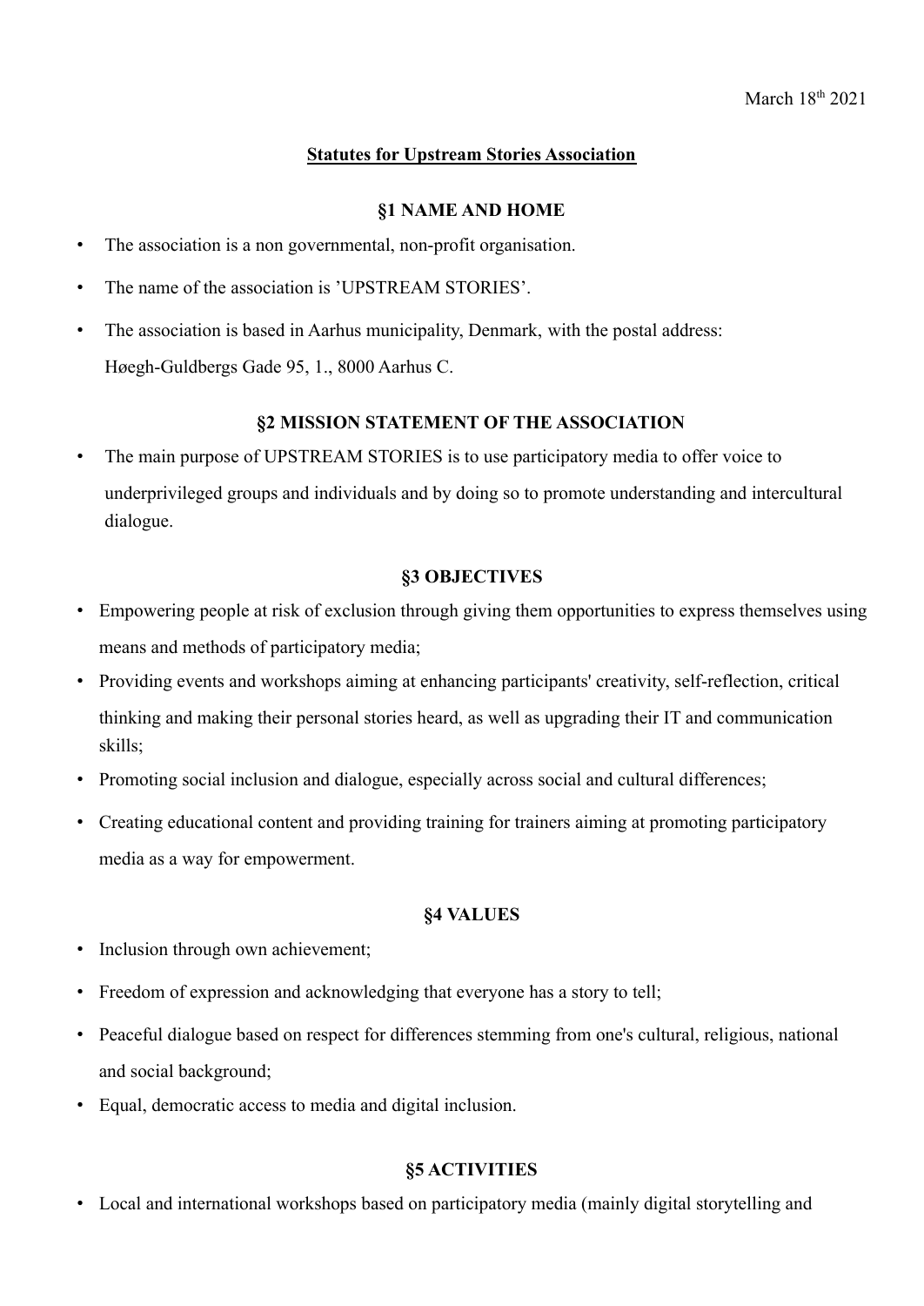March 18th 2021

# Statutes for Upstream Stories Association

## §1 NAME AND HOME

- The association is a non governmental, non-profit organisation.
- The name of the association is 'UPSTREAM STORIES'.
- The association is based in Aarhus municipality, Denmark, with the postal address: Høegh-Guldbergs Gade 95, 1., 8000 Aarhus C.

## §2 MISSION STATEMENT OF THE ASSOCIATION

- The main purpose of UPSTREAM STORIES is to use participatory media to offer voice to underprivileged groups and individuals and by doing so to promote understanding and intercultural dialogue.

## §3 OBJECTIVES

- Empowering people at risk of exclusion through giving them opportunities to express themselves using means and methods of participatory media;
- Providing events and workshops aiming at enhancing participants' creativity, self-reflection, critical thinking and making their personal stories heard, as well as upgrading their IT and communication skills;
- Promoting social inclusion and dialogue, especially across social and cultural differences;
- Creating educational content and providing training for trainers aiming at promoting participatory media as a way for empowerment.

## §4 VALUES

- Inclusion through own achievement;
- Freedom of expression and acknowledging that everyone has a story to tell;
- Peaceful dialogue based on respect for differences stemming from one's cultural, religious, national and social background;
- Equal, democratic access to media and digital inclusion.

## §5 ACTIVITIES

- Local and international workshops based on participatory media (mainly digital storytelling and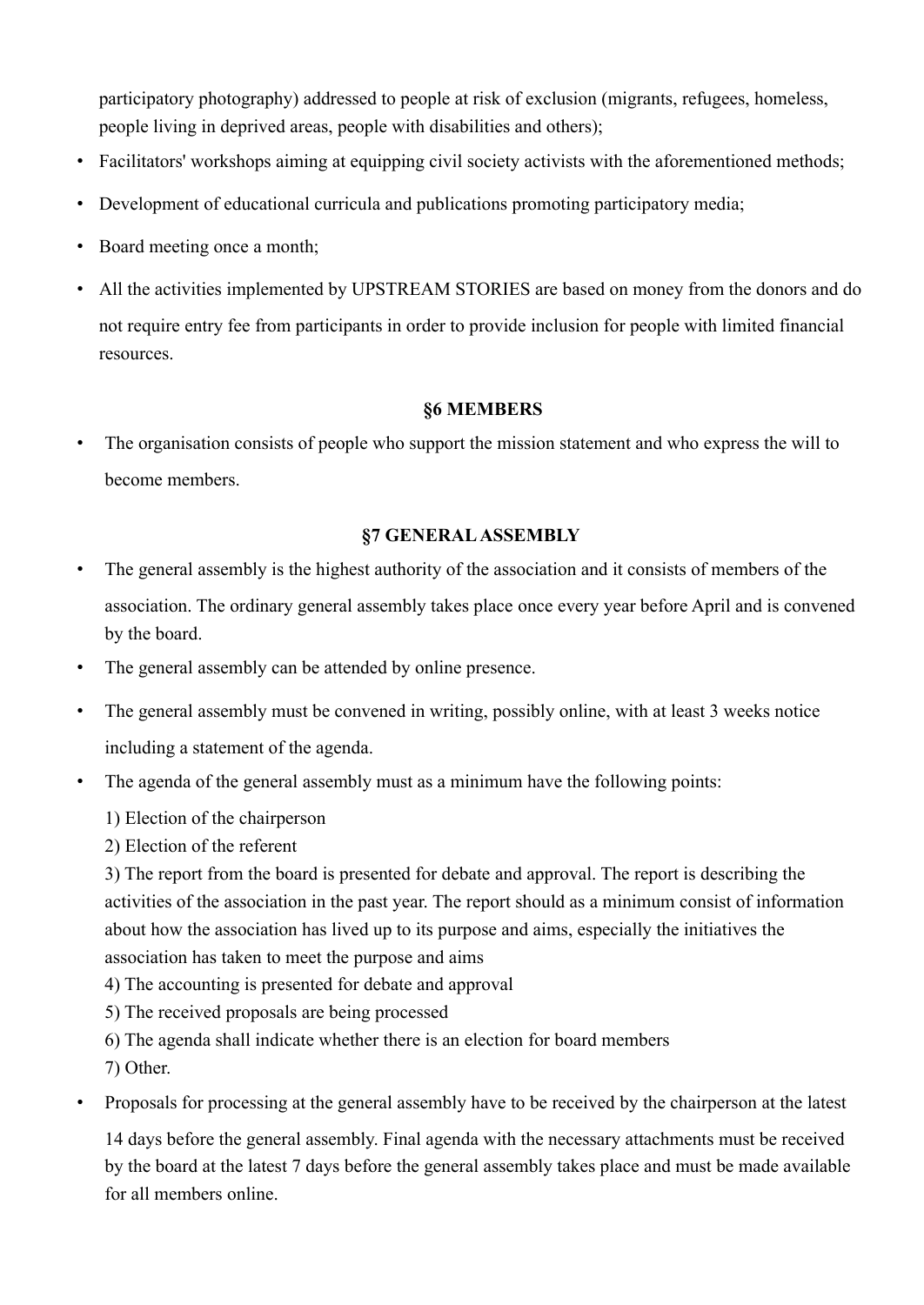participatory photography) addressed to people at risk of exclusion (migrants, refugees, homeless, people living in deprived areas, people with disabilities and others);

- Facilitators' workshops aiming at equipping civil society activists with the aforementioned methods;
- Development of educational curricula and publications promoting participatory media;
- Board meeting once a month;
- All the activities implemented by UPSTREAM STORIES are based on money from the donors and do not require entry fee from participants in order to provide inclusion for people with limited financial resources.

## §6 MEMBERS

- The organisation consists of people who support the mission statement and who express the will to become members.

## §7 GENERAL ASSEMBLY

- The general assembly is the highest authority of the association and it consists of members of the association. The ordinary general assembly takes place once every year before April and is convened by the board.
- The general assembly can be attended by online presence.
- The general assembly must be convened in writing, possibly online, with at least 3 weeks notice including a statement of the agenda.
- The agenda of the general assembly must as a minimum have the following points:

  1) Election of the chairperson
  2) Election of the referent
  3) The report from the board is presented for debate and approval. The report is describing the activities of the association in the past year. The report should as a minimum consist of information about how the association has lived up to its purpose and aims, especially the initiatives the association has taken to meet the purpose and aims
  4) The accounting is presented for debate and approval
  5) The received proposals are being processed
  6) The agenda shall indicate whether there is an election for board members
  7) Other.

- Proposals for processing at the general assembly have to be received by the chairperson at the latest 14 days before the general assembly. Final agenda with the necessary attachments must be received by the board at the latest 7 days before the general assembly takes place and must be made available for all members online.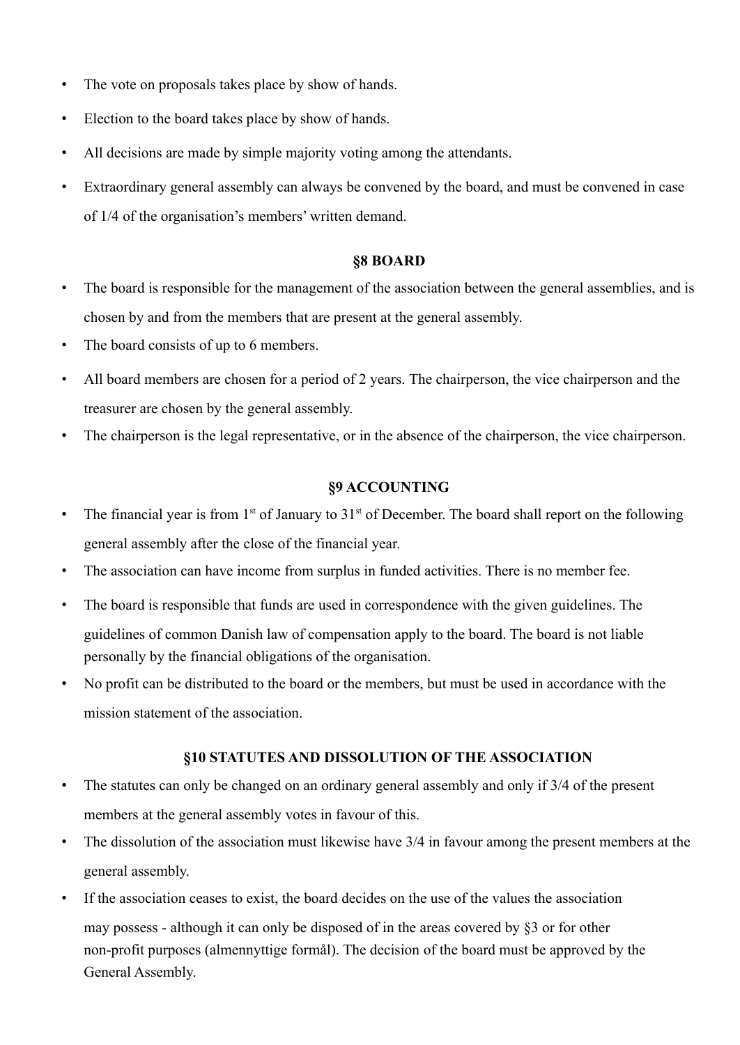- The vote on proposals takes place by show of hands.
- Election to the board takes place by show of hands.
- All decisions are made by simple majority voting among the attendants.
- Extraordinary general assembly can always be convened by the board, and must be convened in case of 1/4 of the organisation's members' written demand.

### §8 BOARD

- The board is responsible for the management of the association between the general assemblies, and is chosen by and from the members that are present at the general assembly.
- The board consists of up to 6 members.
- All board members are chosen for a period of 2 years. The chairperson, the vice chairperson and the treasurer are chosen by the general assembly.
- The chairperson is the legal representative, or in the absence of the chairperson, the vice chairperson.

### §9 ACCOUNTING

- The financial year is from 1st of January to 31st of December. The board shall report on the following general assembly after the close of the financial year.
- The association can have income from surplus in funded activities. There is no member fee.
- The board is responsible that funds are used in correspondence with the given guidelines. The guidelines of common Danish law of compensation apply to the board. The board is not liable personally by the financial obligations of the organisation.
- No profit can be distributed to the board or the members, but must be used in accordance with the mission statement of the association.

### §10 STATUTES AND DISSOLUTION OF THE ASSOCIATION

- The statutes can only be changed on an ordinary general assembly and only if 3/4 of the present members at the general assembly votes in favour of this.
- The dissolution of the association must likewise have 3/4 in favour among the present members at the general assembly.
- If the association ceases to exist, the board decides on the use of the values the association may possess - although it can only be disposed of in the areas covered by §3 or for other non-profit purposes (almennyttige formål). The decision of the board must be approved by the General Assembly.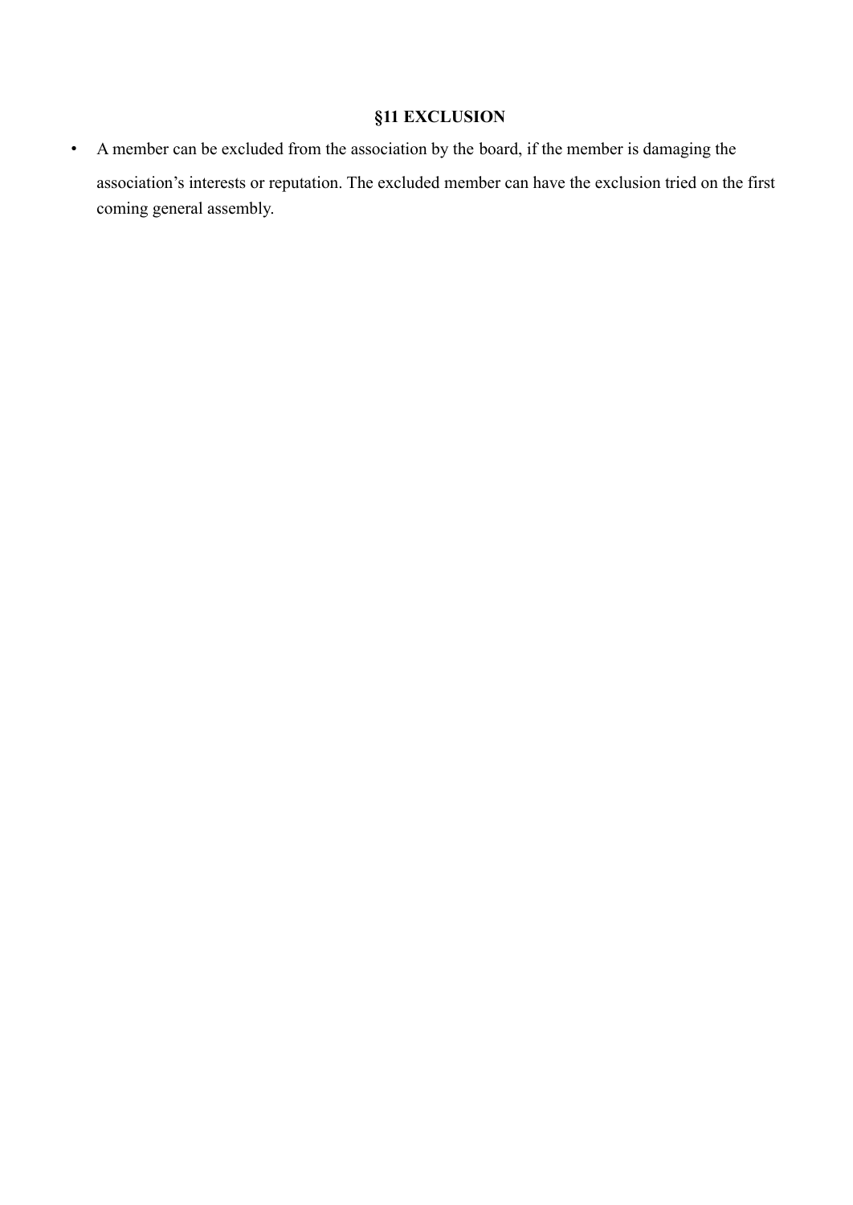## §11 EXCLUSION

- A member can be excluded from the association by the board, if the member is damaging the association's interests or reputation. The excluded member can have the exclusion tried on the first coming general assembly.